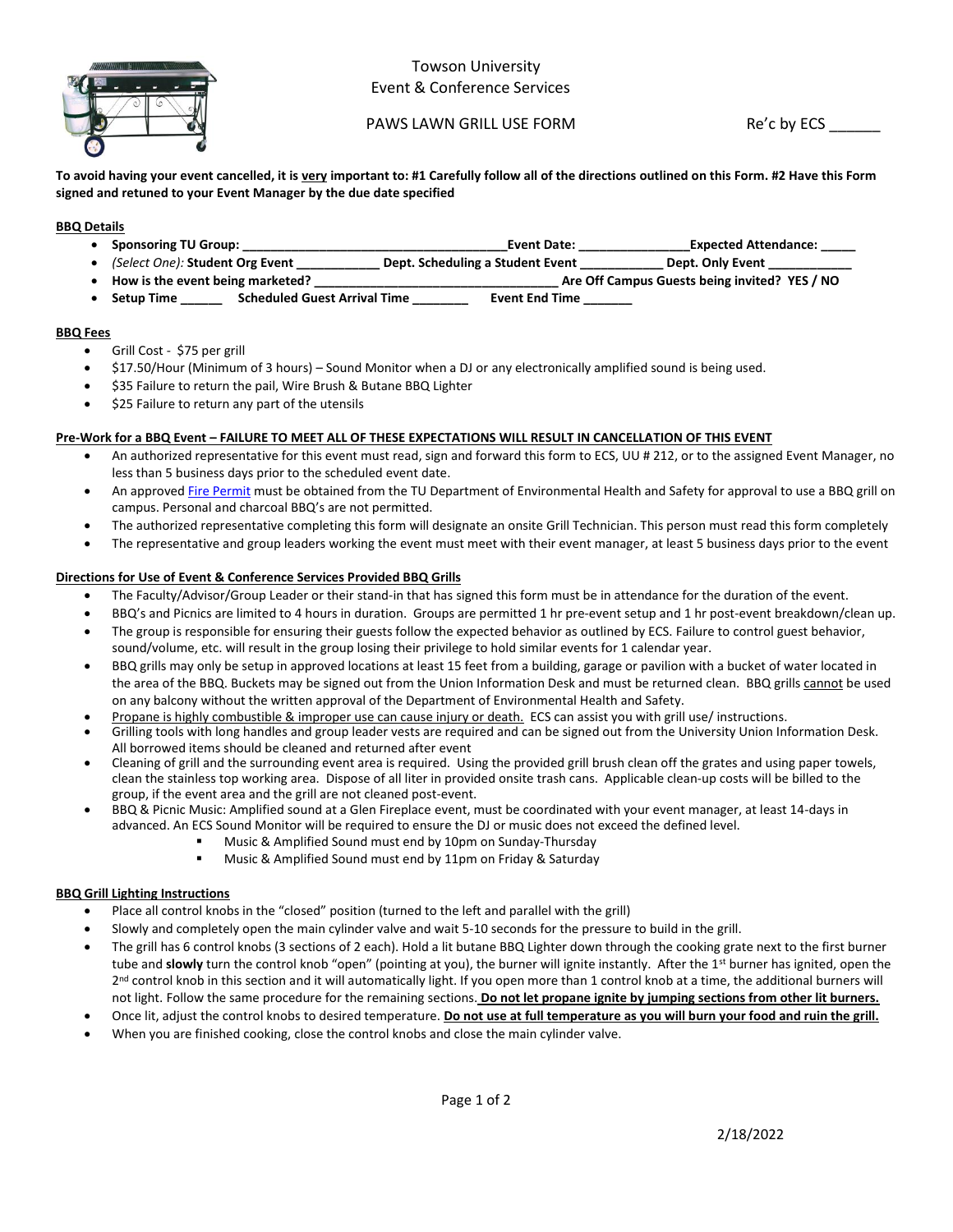Towson University
Event & Conference Services

PAWS LAWN GRILL USE FORM

Re'c by ECS ______

**To avoid having your event cancelled, it is <u>very</u> important to: #1 Carefully follow all of the directions outlined on this Form. #2 Have this Form signed and retuned to your Event Manager by the due date specified**

**<u>BBQ Details</u>**

- **Sponsoring TU Group: ______________________________________ Event Date: ________________ Expected Attendance: _____**
- *(Select One):* **Student Org Event ____________ Dept. Scheduling a Student Event ____________ Dept. Only Event ____________**
- **How is the event being marketed? ___________________________________ Are Off Campus Guests being invited? YES / NO**
- **Setup Time ______ Scheduled Guest Arrival Time ________ Event End Time _______**

**<u>BBQ Fees</u>**

- Grill Cost - $75 per grill
- $17.50/Hour (Minimum of 3 hours) – Sound Monitor when a DJ or any electronically amplified sound is being used.
- $35 Failure to return the pail, Wire Brush & Butane BBQ Lighter
- $25 Failure to return any part of the utensils

**<u>Pre-Work for a BBQ Event – FAILURE TO MEET ALL OF THESE EXPECTATIONS WILL RESULT IN CANCELLATION OF THIS EVENT</u>**

- An authorized representative for this event must read, sign and forward this form to ECS, UU # 212, or to the assigned Event Manager, no less than 5 business days prior to the scheduled event date.
- An approved Fire Permit must be obtained from the TU Department of Environmental Health and Safety for approval to use a BBQ grill on campus. Personal and charcoal BBQ's are not permitted.
- The authorized representative completing this form will designate an onsite Grill Technician. This person must read this form completely
- The representative and group leaders working the event must meet with their event manager, at least 5 business days prior to the event

**<u>Directions for Use of Event & Conference Services Provided BBQ Grills</u>**

- The Faculty/Advisor/Group Leader or their stand-in that has signed this form must be in attendance for the duration of the event.
- BBQ's and Picnics are limited to 4 hours in duration. Groups are permitted 1 hr pre-event setup and 1 hr post-event breakdown/clean up.
- The group is responsible for ensuring their guests follow the expected behavior as outlined by ECS. Failure to control guest behavior, sound/volume, etc. will result in the group losing their privilege to hold similar events for 1 calendar year.
- BBQ grills may only be setup in approved locations at least 15 feet from a building, garage or pavilion with a bucket of water located in the area of the BBQ. Buckets may be signed out from the Union Information Desk and must be returned clean. BBQ grills <u>cannot</u> be used on any balcony without the written approval of the Department of Environmental Health and Safety.
- <u>Propane is highly combustible & improper use can cause injury or death.</u> ECS can assist you with grill use/ instructions.
- Grilling tools with long handles and group leader vests are required and can be signed out from the University Union Information Desk. All borrowed items should be cleaned and returned after event
- Cleaning of grill and the surrounding event area is required. Using the provided grill brush clean off the grates and using paper towels, clean the stainless top working area. Dispose of all liter in provided onsite trash cans. Applicable clean-up costs will be billed to the group, if the event area and the grill are not cleaned post-event.
- BBQ & Picnic Music: Amplified sound at a Glen Fireplace event, must be coordinated with your event manager, at least 14-days in advanced. An ECS Sound Monitor will be required to ensure the DJ or music does not exceed the defined level.
  - Music & Amplified Sound must end by 10pm on Sunday-Thursday
  - Music & Amplified Sound must end by 11pm on Friday & Saturday

**<u>BBQ Grill Lighting Instructions</u>**

- Place all control knobs in the "closed" position (turned to the left and parallel with the grill)
- Slowly and completely open the main cylinder valve and wait 5-10 seconds for the pressure to build in the grill.
- The grill has 6 control knobs (3 sections of 2 each). Hold a lit butane BBQ Lighter down through the cooking grate next to the first burner tube and **slowly** turn the control knob "open" (pointing at you), the burner will ignite instantly. After the 1st burner has ignited, open the 2nd control knob in this section and it will automatically light. If you open more than 1 control knob at a time, the additional burners will not light. Follow the same procedure for the remaining sections. **<u>Do not let propane ignite by jumping sections from other lit burners.</u>**
- Once lit, adjust the control knobs to desired temperature. **<u>Do not use at full temperature as you will burn your food and ruin the grill.</u>**
- When you are finished cooking, close the control knobs and close the main cylinder valve.

2/18/2022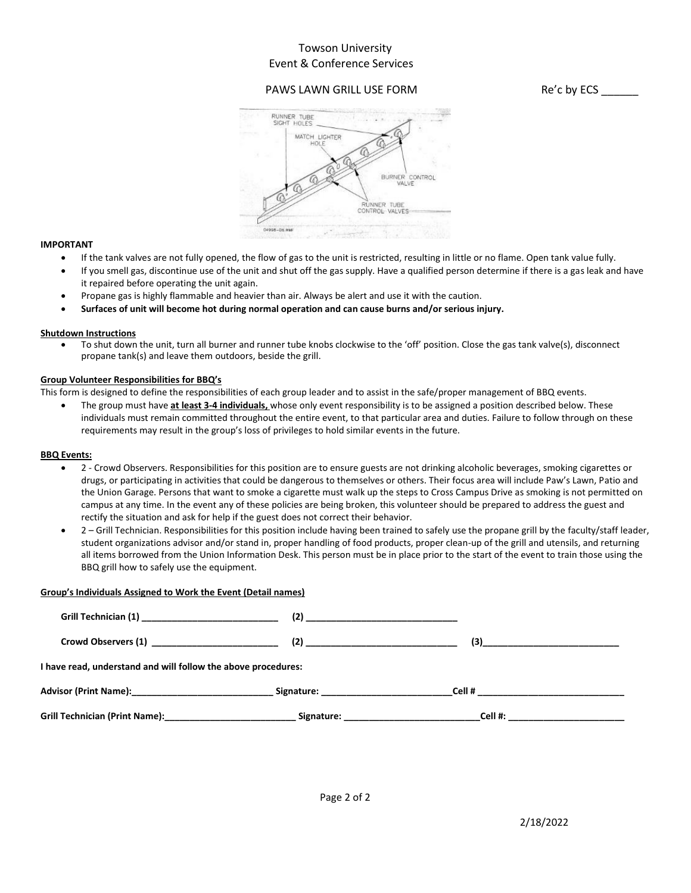Towson University
Event & Conference Services

PAWS LAWN GRILL USE FORM Re'c by ECS ______

RUNNER TUBE SIGHT HOLES
MATCH LIGHTER HOLE
BURNER CONTROL VALVE
RUNNER TUBE CONTROL VALVES

**IMPORTANT**

- If the tank valves are not fully opened, the flow of gas to the unit is restricted, resulting in little or no flame. Open tank value fully.
- If you smell gas, discontinue use of the unit and shut off the gas supply. Have a qualified person determine if there is a gas leak and have it repaired before operating the unit again.
- Propane gas is highly flammable and heavier than air. Always be alert and use it with the caution.
- **Surfaces of unit will become hot during normal operation and can cause burns and/or serious injury.**

**Shutdown Instructions**

- To shut down the unit, turn all burner and runner tube knobs clockwise to the 'off' position. Close the gas tank valve(s), disconnect propane tank(s) and leave them outdoors, beside the grill.

**Group Volunteer Responsibilities for BBQ's**

This form is designed to define the responsibilities of each group leader and to assist in the safe/proper management of BBQ events.

- The group must have **at least 3-4 individuals,** whose only event responsibility is to be assigned a position described below. These individuals must remain committed throughout the entire event, to that particular area and duties. Failure to follow through on these requirements may result in the group's loss of privileges to hold similar events in the future.

**BBQ Events:**

- 2 - Crowd Observers. Responsibilities for this position are to ensure guests are not drinking alcoholic beverages, smoking cigarettes or drugs, or participating in activities that could be dangerous to themselves or others. Their focus area will include Paw's Lawn, Patio and the Union Garage. Persons that want to smoke a cigarette must walk up the steps to Cross Campus Drive as smoking is not permitted on campus at any time. In the event any of these policies are being broken, this volunteer should be prepared to address the guest and rectify the situation and ask for help if the guest does not correct their behavior.
- 2 – Grill Technician. Responsibilities for this position include having been trained to safely use the propane grill by the faculty/staff leader, student organizations advisor and/or stand in, proper handling of food products, proper clean-up of the grill and utensils, and returning all items borrowed from the Union Information Desk. This person must be in place prior to the start of the event to train those using the BBQ grill how to safely use the equipment.

**Group's Individuals Assigned to Work the Event (Detail names)**

**Grill Technician (1) ____________________________ (2) ______________________________**

**Crowd Observers (1) __________________________ (2) ______________________________ (3)___________________________**

**I have read, understand and will follow the above procedures:**

**Advisor (Print Name):____________________________ Signature: __________________________Cell # _____________________________**

**Grill Technician (Print Name):__________________________ Signature: ___________________________Cell #: _______________________**

2/18/2022